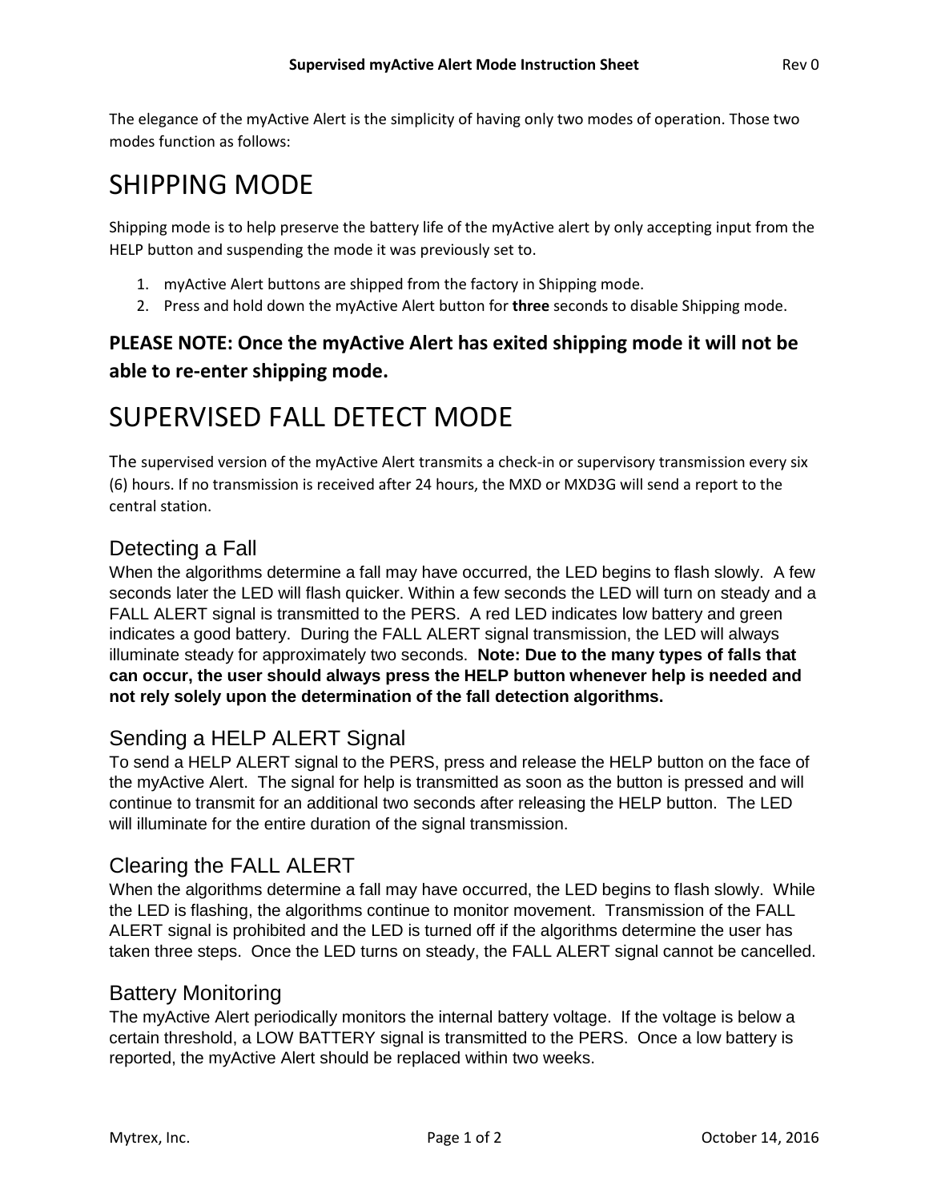# Supervised myActive Alert Mode Instruction Sheet

The elegance of the myActive Alert is the simplicity of having only two modes of operation. Those two modes function as follows:

# SHIPPING MODE

Shipping mode is to help preserve the battery life of the myActive alert by only accepting input from the HELP button and suspending the mode it was previously set to.

1. myActive Alert buttons are shipped from the factory in Shipping mode.
2. Press and hold down the myActive Alert button for **three** seconds to disable Shipping mode.

**PLEASE NOTE: Once the myActive Alert has exited shipping mode it will not be able to re-enter shipping mode.**

# SUPERVISED FALL DETECT MODE

The supervised version of the myActive Alert transmits a check-in or supervisory transmission every six (6) hours. If no transmission is received after 24 hours, the MXD or MXD3G will send a report to the central station.

## Detecting a Fall

When the algorithms determine a fall may have occurred, the LED begins to flash slowly. A few seconds later the LED will flash quicker. Within a few seconds the LED will turn on steady and a FALL ALERT signal is transmitted to the PERS. A red LED indicates low battery and green indicates a good battery. During the FALL ALERT signal transmission, the LED will always illuminate steady for approximately two seconds. **Note: Due to the many types of falls that can occur, the user should always press the HELP button whenever help is needed and not rely solely upon the determination of the fall detection algorithms.**

## Sending a HELP ALERT Signal

To send a HELP ALERT signal to the PERS, press and release the HELP button on the face of the myActive Alert. The signal for help is transmitted as soon as the button is pressed and will continue to transmit for an additional two seconds after releasing the HELP button. The LED will illuminate for the entire duration of the signal transmission.

## Clearing the FALL ALERT

When the algorithms determine a fall may have occurred, the LED begins to flash slowly. While the LED is flashing, the algorithms continue to monitor movement. Transmission of the FALL ALERT signal is prohibited and the LED is turned off if the algorithms determine the user has taken three steps. Once the LED turns on steady, the FALL ALERT signal cannot be cancelled.

## Battery Monitoring

The myActive Alert periodically monitors the internal battery voltage. If the voltage is below a certain threshold, a LOW BATTERY signal is transmitted to the PERS. Once a low battery is reported, the myActive Alert should be replaced within two weeks.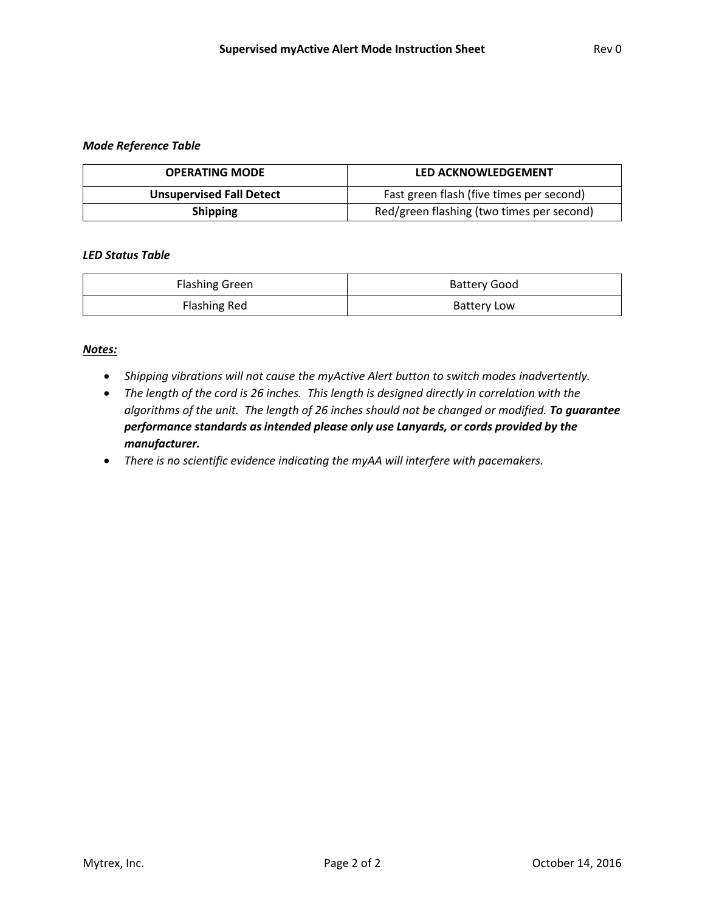***Mode Reference Table***

| OPERATING MODE | LED ACKNOWLEDGEMENT |
|---|---|
| **Unsupervised Fall Detect** | Fast green flash (five times per second) |
| **Shipping** | Red/green flashing (two times per second) |

***LED Status Table***

| | |
|---|---|
| Flashing Green | Battery Good |
| Flashing Red | Battery Low |

***Notes:***

- *Shipping vibrations will not cause the myActive Alert button to switch modes inadvertently.*
- *The length of the cord is 26 inches. This length is designed directly in correlation with the algorithms of the unit. The length of 26 inches should not be changed or modified.* ***To guarantee performance standards as intended please only use Lanyards, or cords provided by the manufacturer.***
- *There is no scientific evidence indicating the myAA will interfere with pacemakers.*